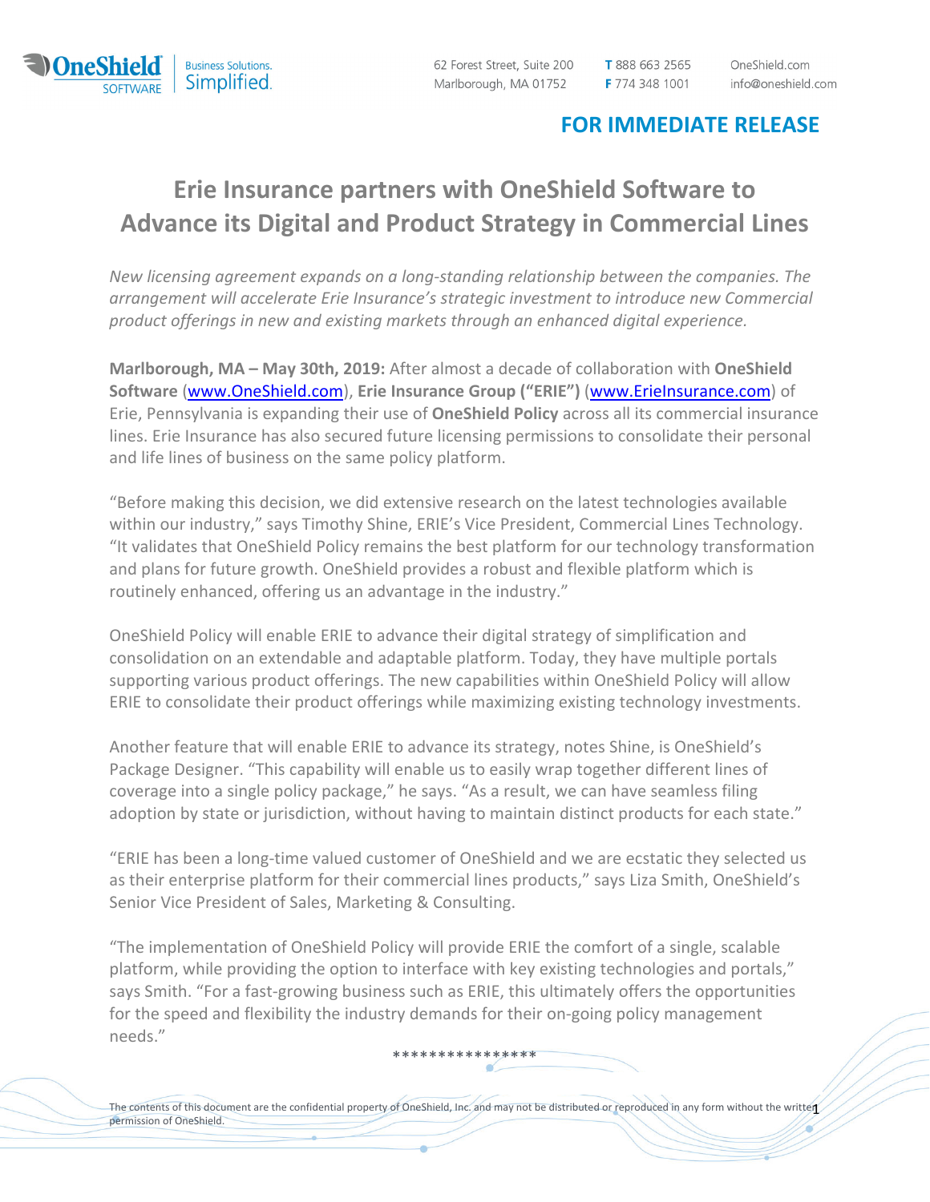62 Forest Street, Suite 200
Marlborough, MA 01752

**T** 888 663 2565
**F** 774 348 1001

OneShield.com
info@oneshield.com

**FOR IMMEDIATE RELEASE**

# Erie Insurance partners with OneShield Software to Advance its Digital and Product Strategy in Commercial Lines

*New licensing agreement expands on a long-standing relationship between the companies. The arrangement will accelerate Erie Insurance's strategic investment to introduce new Commercial product offerings in new and existing markets through an enhanced digital experience.*

**Marlborough, MA – May 30th, 2019:** After almost a decade of collaboration with **OneShield Software** (www.OneShield.com), **Erie Insurance Group ("ERIE")** (www.ErieInsurance.com) of Erie, Pennsylvania is expanding their use of **OneShield Policy** across all its commercial insurance lines. Erie Insurance has also secured future licensing permissions to consolidate their personal and life lines of business on the same policy platform.

"Before making this decision, we did extensive research on the latest technologies available within our industry," says Timothy Shine, ERIE's Vice President, Commercial Lines Technology. "It validates that OneShield Policy remains the best platform for our technology transformation and plans for future growth. OneShield provides a robust and flexible platform which is routinely enhanced, offering us an advantage in the industry."

OneShield Policy will enable ERIE to advance their digital strategy of simplification and consolidation on an extendable and adaptable platform. Today, they have multiple portals supporting various product offerings. The new capabilities within OneShield Policy will allow ERIE to consolidate their product offerings while maximizing existing technology investments.

Another feature that will enable ERIE to advance its strategy, notes Shine, is OneShield's Package Designer. "This capability will enable us to easily wrap together different lines of coverage into a single policy package," he says. "As a result, we can have seamless filing adoption by state or jurisdiction, without having to maintain distinct products for each state."

"ERIE has been a long-time valued customer of OneShield and we are ecstatic they selected us as their enterprise platform for their commercial lines products," says Liza Smith, OneShield's Senior Vice President of Sales, Marketing & Consulting.

"The implementation of OneShield Policy will provide ERIE the comfort of a single, scalable platform, while providing the option to interface with key existing technologies and portals," says Smith. "For a fast-growing business such as ERIE, this ultimately offers the opportunities for the speed and flexibility the industry demands for their on-going policy management needs."

****************

The contents of this document are the confidential property of OneShield, Inc. and may not be distributed or reproduced in any form without the written permission of OneShield.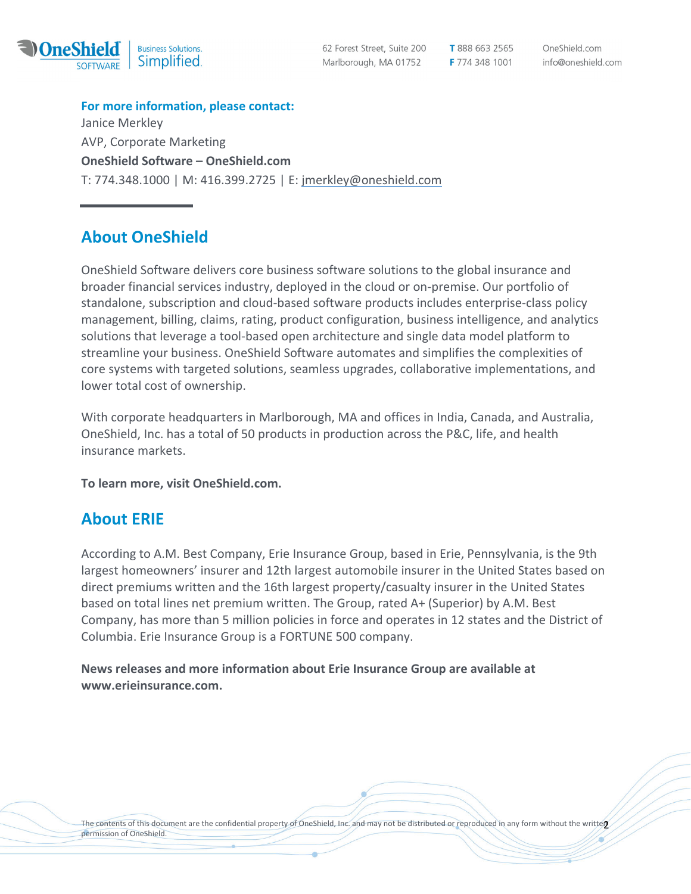**For more information, please contact:**
Janice Merkley
AVP, Corporate Marketing
**OneShield Software – OneShield.com**
T: 774.348.1000 | M: 416.399.2725 | E: jmerkley@oneshield.com

## About OneShield

OneShield Software delivers core business software solutions to the global insurance and broader financial services industry, deployed in the cloud or on-premise. Our portfolio of standalone, subscription and cloud-based software products includes enterprise-class policy management, billing, claims, rating, product configuration, business intelligence, and analytics solutions that leverage a tool-based open architecture and single data model platform to streamline your business. OneShield Software automates and simplifies the complexities of core systems with targeted solutions, seamless upgrades, collaborative implementations, and lower total cost of ownership.

With corporate headquarters in Marlborough, MA and offices in India, Canada, and Australia, OneShield, Inc. has a total of 50 products in production across the P&C, life, and health insurance markets.

**To learn more, visit OneShield.com.**

## About ERIE

According to A.M. Best Company, Erie Insurance Group, based in Erie, Pennsylvania, is the 9th largest homeowners' insurer and 12th largest automobile insurer in the United States based on direct premiums written and the 16th largest property/casualty insurer in the United States based on total lines net premium written. The Group, rated A+ (Superior) by A.M. Best Company, has more than 5 million policies in force and operates in 12 states and the District of Columbia. Erie Insurance Group is a FORTUNE 500 company.

**News releases and more information about Erie Insurance Group are available at www.erieinsurance.com.**